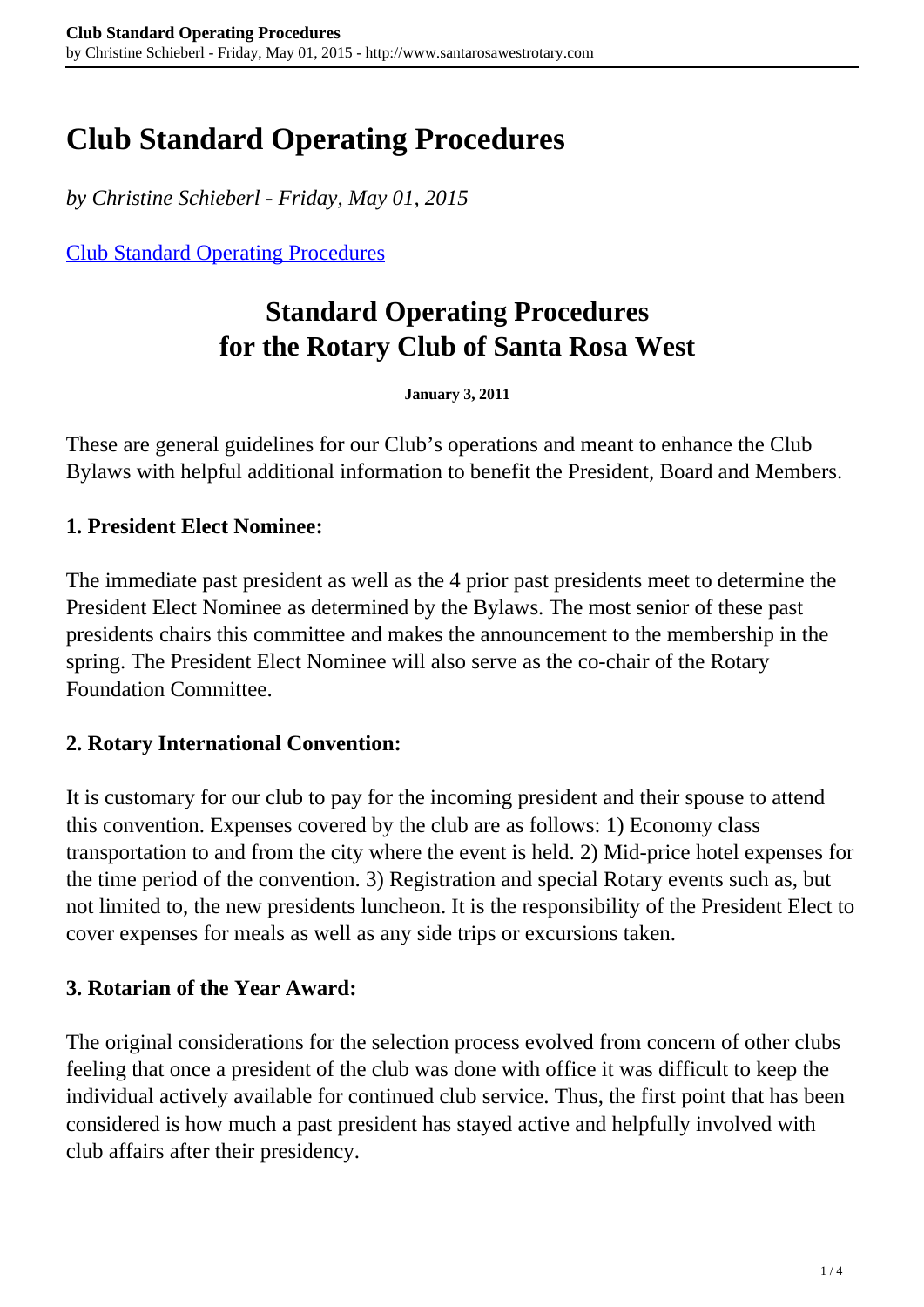# Club Standard Operating Procedures

*by Christine Schieberl - Friday, May 01, 2015*

[Club Standard Operating Procedures]

## Standard Operating Procedures for the Rotary Club of Santa Rosa West

**January 3, 2011**

These are general guidelines for our Club's operations and meant to enhance the Club Bylaws with helpful additional information to benefit the President, Board and Members.

**1. President Elect Nominee:**

The immediate past president as well as the 4 prior past presidents meet to determine the President Elect Nominee as determined by the Bylaws. The most senior of these past presidents chairs this committee and makes the announcement to the membership in the spring. The President Elect Nominee will also serve as the co-chair of the Rotary Foundation Committee.

**2. Rotary International Convention:**

It is customary for our club to pay for the incoming president and their spouse to attend this convention. Expenses covered by the club are as follows: 1) Economy class transportation to and from the city where the event is held. 2) Mid-price hotel expenses for the time period of the convention. 3) Registration and special Rotary events such as, but not limited to, the new presidents luncheon. It is the responsibility of the President Elect to cover expenses for meals as well as any side trips or excursions taken.

**3. Rotarian of the Year Award:**

The original considerations for the selection process evolved from concern of other clubs feeling that once a president of the club was done with office it was difficult to keep the individual actively available for continued club service. Thus, the first point that has been considered is how much a past president has stayed active and helpfully involved with club affairs after their presidency.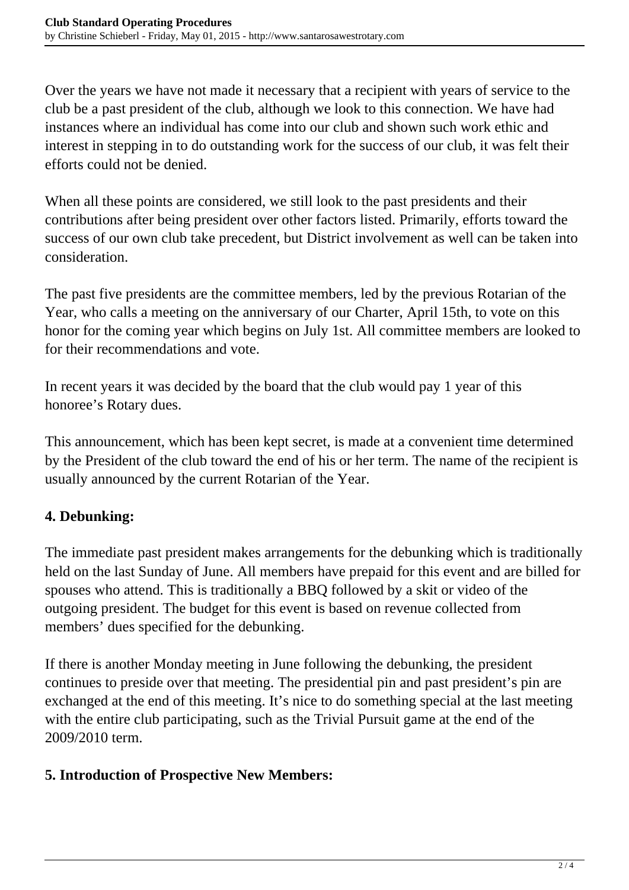Over the years we have not made it necessary that a recipient with years of service to the club be a past president of the club, although we look to this connection. We have had instances where an individual has come into our club and shown such work ethic and interest in stepping in to do outstanding work for the success of our club, it was felt their efforts could not be denied.

When all these points are considered, we still look to the past presidents and their contributions after being president over other factors listed. Primarily, efforts toward the success of our own club take precedent, but District involvement as well can be taken into consideration.

The past five presidents are the committee members, led by the previous Rotarian of the Year, who calls a meeting on the anniversary of our Charter, April 15th, to vote on this honor for the coming year which begins on July 1st. All committee members are looked to for their recommendations and vote.

In recent years it was decided by the board that the club would pay 1 year of this honoree's Rotary dues.

This announcement, which has been kept secret, is made at a convenient time determined by the President of the club toward the end of his or her term. The name of the recipient is usually announced by the current Rotarian of the Year.

**4. Debunking:**

The immediate past president makes arrangements for the debunking which is traditionally held on the last Sunday of June. All members have prepaid for this event and are billed for spouses who attend. This is traditionally a BBQ followed by a skit or video of the outgoing president. The budget for this event is based on revenue collected from members' dues specified for the debunking.

If there is another Monday meeting in June following the debunking, the president continues to preside over that meeting. The presidential pin and past president's pin are exchanged at the end of this meeting. It's nice to do something special at the last meeting with the entire club participating, such as the Trivial Pursuit game at the end of the 2009/2010 term.

**5. Introduction of Prospective New Members:**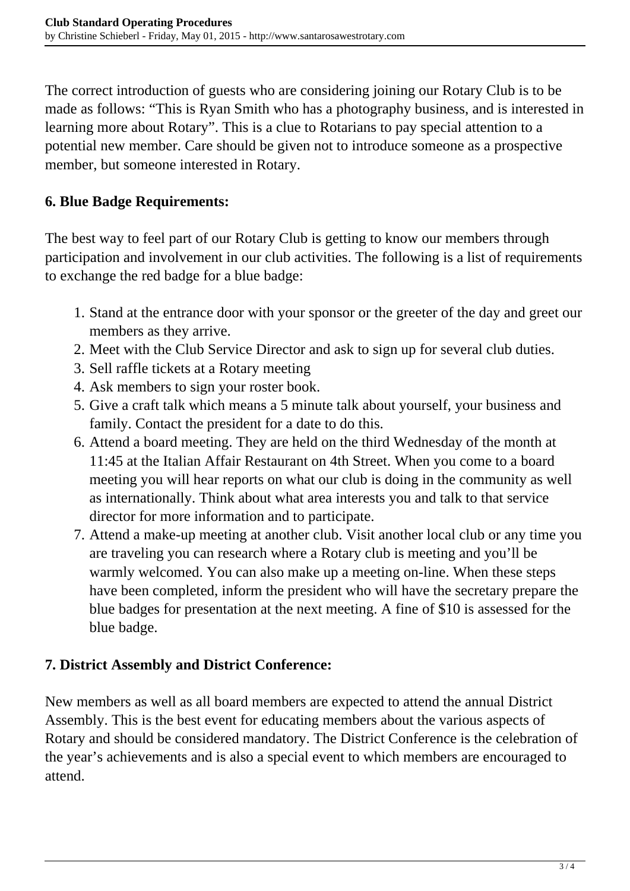The correct introduction of guests who are considering joining our Rotary Club is to be made as follows: “This is Ryan Smith who has a photography business, and is interested in learning more about Rotary”. This is a clue to Rotarians to pay special attention to a potential new member. Care should be given not to introduce someone as a prospective member, but someone interested in Rotary.

**6. Blue Badge Requirements:**

The best way to feel part of our Rotary Club is getting to know our members through participation and involvement in our club activities. The following is a list of requirements to exchange the red badge for a blue badge:

1. Stand at the entrance door with your sponsor or the greeter of the day and greet our members as they arrive.
2. Meet with the Club Service Director and ask to sign up for several club duties.
3. Sell raffle tickets at a Rotary meeting
4. Ask members to sign your roster book.
5. Give a craft talk which means a 5 minute talk about yourself, your business and family. Contact the president for a date to do this.
6. Attend a board meeting. They are held on the third Wednesday of the month at 11:45 at the Italian Affair Restaurant on 4th Street. When you come to a board meeting you will hear reports on what our club is doing in the community as well as internationally. Think about what area interests you and talk to that service director for more information and to participate.
7. Attend a make-up meeting at another club. Visit another local club or any time you are traveling you can research where a Rotary club is meeting and you’ll be warmly welcomed. You can also make up a meeting on-line. When these steps have been completed, inform the president who will have the secretary prepare the blue badges for presentation at the next meeting. A fine of $10 is assessed for the blue badge.

**7. District Assembly and District Conference:**

New members as well as all board members are expected to attend the annual District Assembly. This is the best event for educating members about the various aspects of Rotary and should be considered mandatory. The District Conference is the celebration of the year’s achievements and is also a special event to which members are encouraged to attend.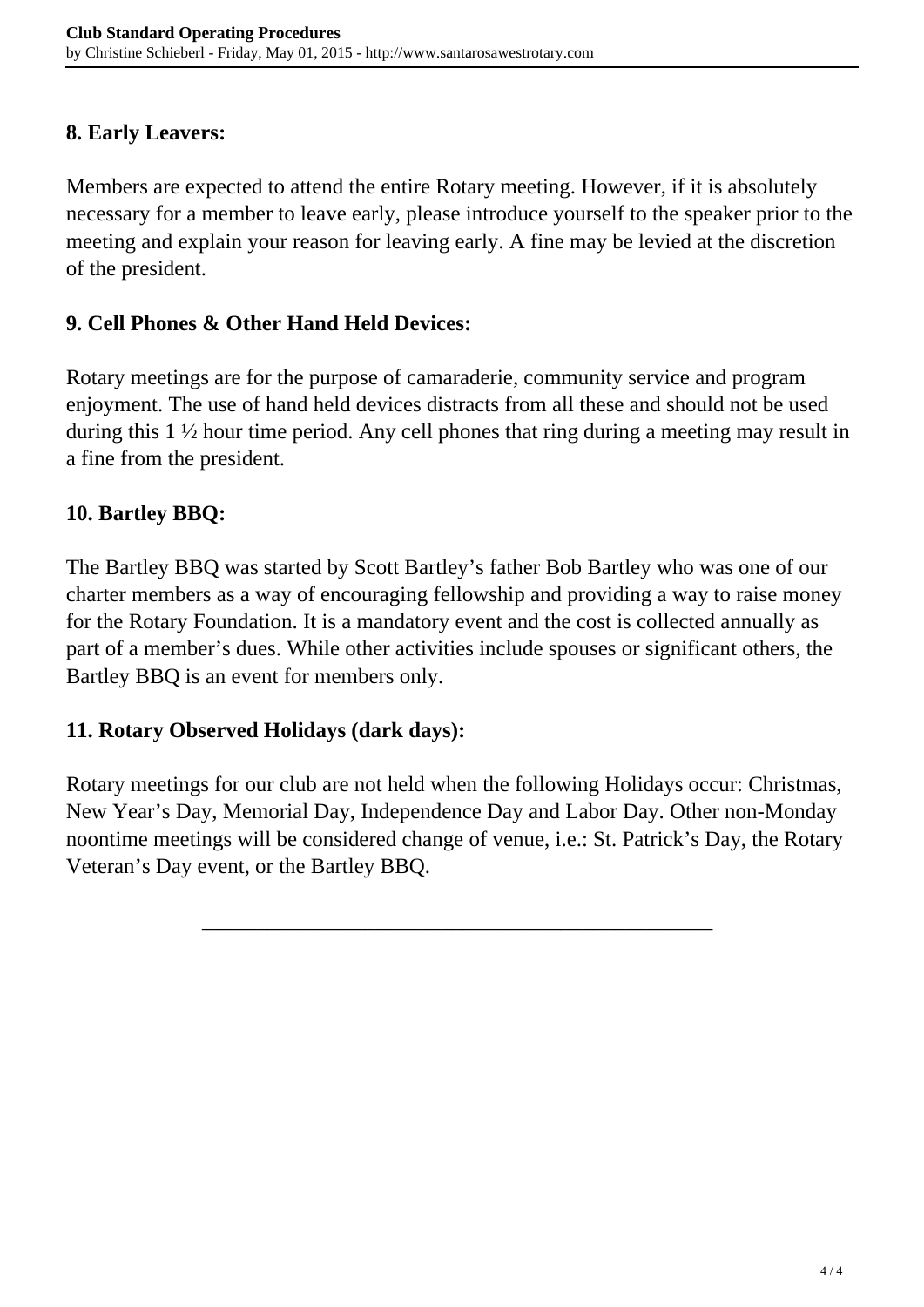**8. Early Leavers:**

Members are expected to attend the entire Rotary meeting. However, if it is absolutely necessary for a member to leave early, please introduce yourself to the speaker prior to the meeting and explain your reason for leaving early. A fine may be levied at the discretion of the president.

**9. Cell Phones & Other Hand Held Devices:**

Rotary meetings are for the purpose of camaraderie, community service and program enjoyment. The use of hand held devices distracts from all these and should not be used during this 1 ½ hour time period. Any cell phones that ring during a meeting may result in a fine from the president.

**10. Bartley BBQ:**

The Bartley BBQ was started by Scott Bartley's father Bob Bartley who was one of our charter members as a way of encouraging fellowship and providing a way to raise money for the Rotary Foundation. It is a mandatory event and the cost is collected annually as part of a member's dues. While other activities include spouses or significant others, the Bartley BBQ is an event for members only.

**11. Rotary Observed Holidays (dark days):**

Rotary meetings for our club are not held when the following Holidays occur: Christmas, New Year's Day, Memorial Day, Independence Day and Labor Day. Other non-Monday noontime meetings will be considered change of venue, i.e.: St. Patrick's Day, the Rotary Veteran's Day event, or the Bartley BBQ.

---